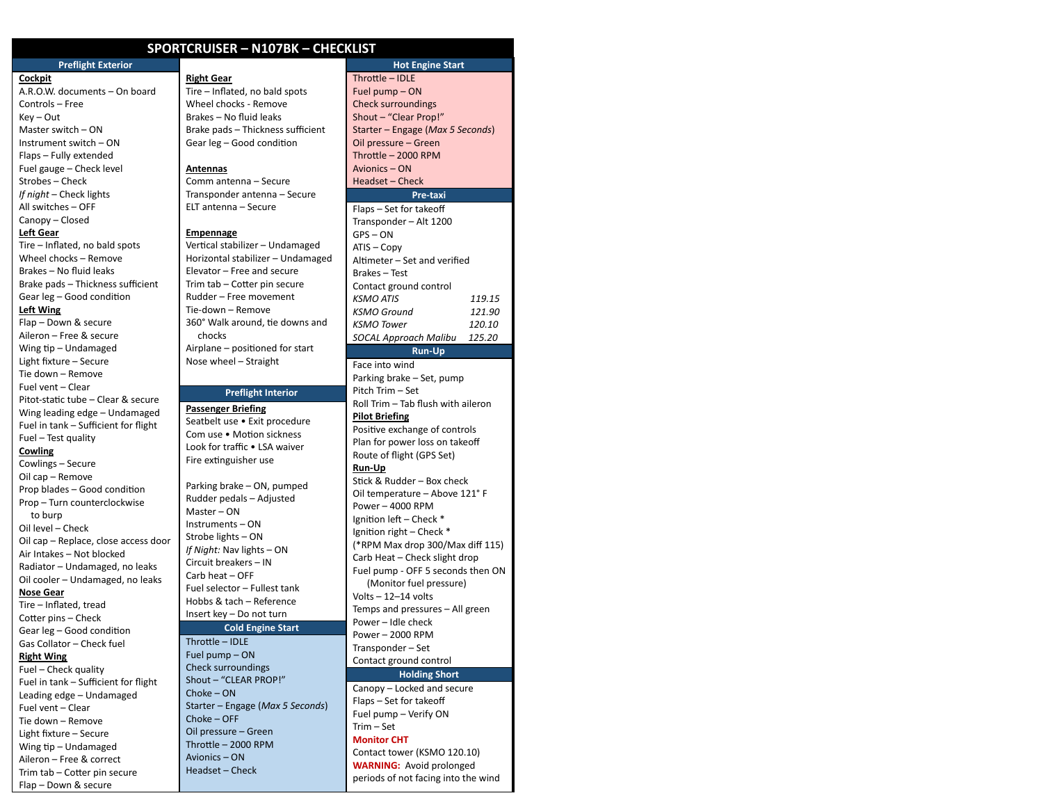# SPORTCRUISER – N107BK – CHECKLIST

## Preflight Exterior

**Cockpit**

A.R.O.W. documents – On board
Controls – Free
Key – Out
Master switch – ON
Instrument switch – ON
Flaps – Fully extended
Fuel gauge – Check level
Strobes – Check
*If night* – Check lights
All switches – OFF
Canopy – Closed

**Left Gear**

Tire – Inflated, no bald spots
Wheel chocks – Remove
Brakes – No fluid leaks
Brake pads – Thickness sufficient
Gear leg – Good condition

**Left Wing**

Flap – Down & secure
Aileron – Free & secure
Wing tip – Undamaged
Light fixture – Secure
Tie down – Remove
Fuel vent – Clear
Pitot-static tube – Clear & secure
Wing leading edge – Undamaged
Fuel in tank – Sufficient for flight
Fuel – Test quality

**Cowling**

Cowlings – Secure
Oil cap – Remove
Prop blades – Good condition
Prop – Turn counterclockwise to burp
Oil level – Check
Oil cap – Replace, close access door
Air Intakes – Not blocked
Radiator – Undamaged, no leaks
Oil cooler – Undamaged, no leaks

**Nose Gear**

Tire – Inflated, tread
Cotter pins – Check
Gear leg – Good condition
Gas Collator – Check fuel

**Right Wing**

Fuel – Check quality
Fuel in tank – Sufficient for flight
Leading edge – Undamaged
Fuel vent – Clear
Tie down – Remove
Light fixture – Secure
Wing tip – Undamaged
Aileron – Free & correct
Trim tab – Cotter pin secure
Flap – Down & secure

**Right Gear**

Tire – Inflated, no bald spots
Wheel chocks - Remove
Brakes – No fluid leaks
Brake pads – Thickness sufficient
Gear leg – Good condition

**Antennas**

Comm antenna – Secure
Transponder antenna – Secure
ELT antenna – Secure

**Empennage**

Vertical stabilizer – Undamaged
Horizontal stabilizer – Undamaged
Elevator – Free and secure
Trim tab – Cotter pin secure
Rudder – Free movement
Tie-down – Remove
360° Walk around, tie downs and chocks
Airplane – positioned for start
Nose wheel – Straight

## Preflight Interior

**Passenger Briefing**

Seatbelt use • Exit procedure
Com use • Motion sickness
Look for traffic • LSA waiver
Fire extinguisher use

Parking brake – ON, pumped
Rudder pedals – Adjusted
Master – ON
Instruments – ON
Strobe lights – ON
*If Night:* Nav lights – ON
Circuit breakers – IN
Carb heat – OFF
Fuel selector – Fullest tank
Hobbs & tach – Reference
Insert key – Do not turn

## Cold Engine Start

Throttle – IDLE
Fuel pump – ON
Check surroundings
Shout – “CLEAR PROP!”
Choke – ON
Starter – Engage (*Max 5 Seconds*)
Choke – OFF
Oil pressure – Green
Throttle – 2000 RPM
Avionics – ON
Headset – Check

## Hot Engine Start

Throttle – IDLE
Fuel pump – ON
Check surroundings
Shout – “Clear Prop!”
Starter – Engage (*Max 5 Seconds*)
Oil pressure – Green
Throttle – 2000 RPM
Avionics – ON
Headset – Check

## Pre-taxi

Flaps – Set for takeoff
Transponder – Alt 1200
GPS – ON
ATIS – Copy
Altimeter – Set and verified
Brakes – Test
Contact ground control

| | |
|---|---|
| *KSMO ATIS* | *119.15* |
| *KSMO Ground* | *121.90* |
| *KSMO Tower* | *120.10* |
| *SOCAL Approach Malibu* | *125.20* |

## Run-Up

Face into wind
Parking brake – Set, pump
Pitch Trim – Set
Roll Trim – Tab flush with aileron

**Pilot Briefing**

Positive exchange of controls
Plan for power loss on takeoff
Route of flight (GPS Set)

**Run-Up**

Stick & Rudder – Box check
Oil temperature – Above 121° F
Power – 4000 RPM
Ignition left – Check *
Ignition right – Check *
(*RPM Max drop 300/Max diff 115)
Carb Heat – Check slight drop
Fuel pump - OFF 5 seconds then ON (Monitor fuel pressure)
Volts – 12–14 volts
Temps and pressures – All green
Power – Idle check
Power – 2000 RPM
Transponder – Set
Contact ground control

## Holding Short

Canopy – Locked and secure
Flaps – Set for takeoff
Fuel pump – Verify ON
Trim – Set
**Monitor CHT**
Contact tower (KSMO 120.10)
**WARNING:** Avoid prolonged periods of not facing into the wind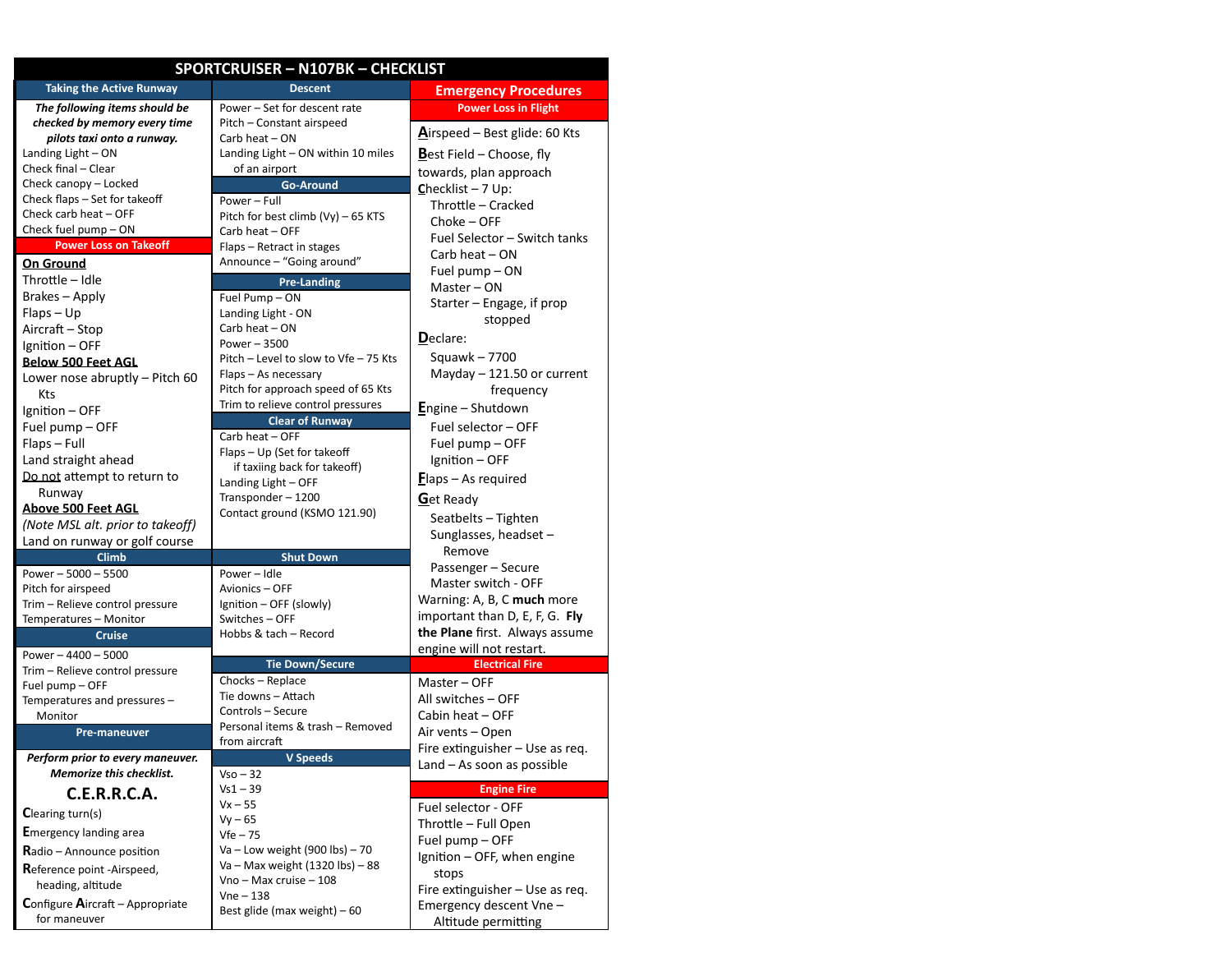# SPORTCRUISER – N107BK – CHECKLIST

## Taking the Active Runway

***The following items should be checked by memory every time pilots taxi onto a runway.***

Landing Light – ON
Check final – Clear
Check canopy – Locked
Check flaps – Set for takeoff
Check carb heat – OFF
Check fuel pump – ON

## Power Loss on Takeoff

**On Ground**

Throttle – Idle
Brakes – Apply
Flaps – Up
Aircraft – Stop
Ignition – OFF

**Below 500 Feet AGL**

Lower nose abruptly – Pitch 60 Kts
Ignition – OFF
Fuel pump – OFF
Flaps – Full
Land straight ahead
Do not attempt to return to Runway

**Above 500 Feet AGL**

*(Note MSL alt. prior to takeoff)*
Land on runway or golf course

## Climb

Power – 5000 – 5500
Pitch for airspeed
Trim – Relieve control pressure
Temperatures – Monitor

## Cruise

Power – 4400 – 5000
Trim – Relieve control pressure
Fuel pump – OFF
Temperatures and pressures – Monitor

## Pre-maneuver

***Perform prior to every maneuver. Memorize this checklist.***

**C.E.R.R.C.A.**

**C**learing turn(s)
**E**mergency landing area
**R**adio – Announce position
**R**eference point -Airspeed, heading, altitude
**C**onfigure **A**ircraft – Appropriate for maneuver

## Descent

Power – Set for descent rate
Pitch – Constant airspeed
Carb heat – ON
Landing Light – ON within 10 miles of an airport

## Go-Around

Power – Full
Pitch for best climb (Vy) – 65 KTS
Carb heat – OFF
Flaps – Retract in stages
Announce – "Going around"

## Pre-Landing

Fuel Pump – ON
Landing Light - ON
Carb heat – ON
Power – 3500
Pitch – Level to slow to Vfe – 75 Kts
Flaps – As necessary
Pitch for approach speed of 65 Kts
Trim to relieve control pressures

## Clear of Runway

Carb heat – OFF
Flaps – Up (Set for takeoff if taxiing back for takeoff)
Landing Light – OFF
Transponder – 1200
Contact ground (KSMO 121.90)

## Shut Down

Power – Idle
Avionics – OFF
Ignition – OFF (slowly)
Switches – OFF
Hobbs & tach – Record

## Tie Down/Secure

Chocks – Replace
Tie downs – Attach
Controls – Secure
Personal items & trash – Removed from aircraft

## V Speeds

Vso – 32
Vs1 – 39
Vx – 55
Vy – 65
Vfe – 75
Va – Low weight (900 lbs) – 70
Va – Max weight (1320 lbs) – 88
Vno – Max cruise – 108
Vne – 138
Best glide (max weight) – 60

## Emergency Procedures

### Power Loss in Flight

**A**irspeed – Best glide: 60 Kts

**B**est Field – Choose, fly towards, plan approach

**C**hecklist – 7 Up:
- Throttle – Cracked
- Choke – OFF
- Fuel Selector – Switch tanks
- Carb heat – ON
- Fuel pump – ON
- Master – ON
- Starter – Engage, if prop stopped

**D**eclare:
- Squawk – 7700
- Mayday – 121.50 or current frequency

**E**ngine – Shutdown
- Fuel selector – OFF
- Fuel pump – OFF
- Ignition – OFF

**F**laps – As required

**G**et Ready
- Seatbelts – Tighten
- Sunglasses, headset – Remove
- Passenger – Secure
- Master switch - OFF

Warning: A, B, C **much** more important than D, E, F, G. **Fly the Plane** first. Always assume engine will not restart.

### Electrical Fire

Master – OFF
All switches – OFF
Cabin heat – OFF
Air vents – Open
Fire extinguisher – Use as req.
Land – As soon as possible

### Engine Fire

Fuel selector - OFF
Throttle – Full Open
Fuel pump – OFF
Ignition – OFF, when engine stops
Fire extinguisher – Use as req.
Emergency descent Vne – Altitude permitting